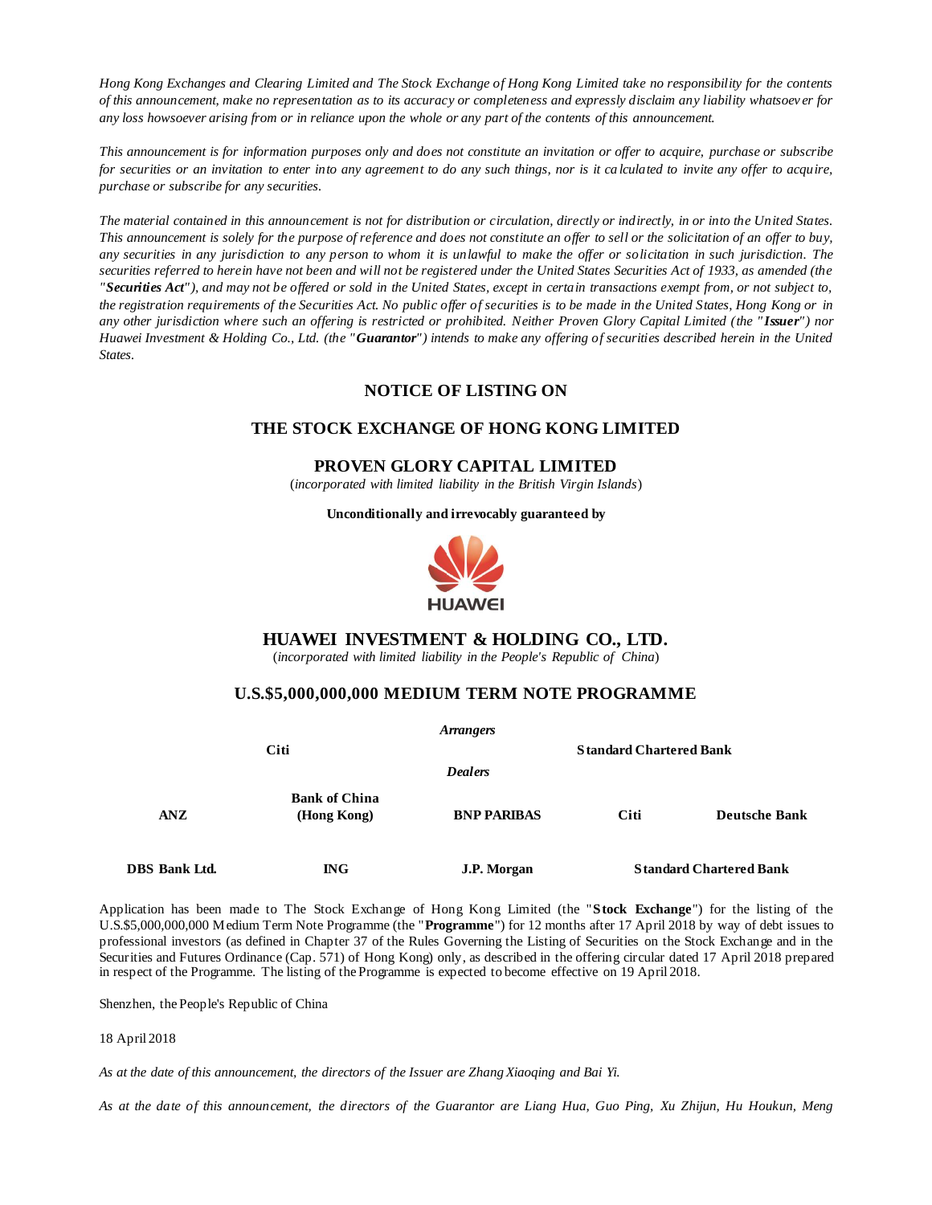*Hong Kong Exchanges and Clearing Limited and The Stock Exchange of Hong Kong Limited take no responsibility for the contents of this announcement, make no representation as to its accuracy or completeness and expressly disclaim any liability whatsoever for any loss howsoever arising from or in reliance upon the whole or any part of the contents of this announcement.*

*This announcement is for information purposes only and does not constitute an invitation or offer to acquire, purchase or subscribe for securities or an invitation to enter into any agreement to do any such things, nor is it calculated to invite any offer to acquire, purchase or subscribe for any securities.*

*The material contained in this announcement is not for distribution or circulation, directly or indirectly, in or into the United States. This announcement is solely for the purpose of reference and does not constitute an offer to sell or the solicitation of an offer to buy, any securities in any jurisdiction to any person to whom it is unlawful to make the offer or solicitation in such jurisdiction. The securities referred to herein have not been and will not be registered under the United States Securities Act of 1933, as amended (the "**Securities Act**"), and may not be offered or sold in the United States, except in certain transactions exempt from, or not subject to, the registration requirements of the Securities Act. No public offer of securities is to be made in the United States, Hong Kong or in any other jurisdiction where such an offering is restricted or prohibited. Neither Proven Glory Capital Limited (the "**Issuer**") nor Huawei Investment & Holding Co., Ltd. (the "**Guarantor**") intends to make any offering of securities described herein in the United States.*

# NOTICE OF LISTING ON

# THE STOCK EXCHANGE OF HONG KONG LIMITED

## PROVEN GLORY CAPITAL LIMITED

(*incorporated with limited liability in the British Virgin Islands*)

**Unconditionally and irrevocably guaranteed by**

HUAWEI

## HUAWEI INVESTMENT & HOLDING CO., LTD.

(*incorporated with limited liability in the People's Republic of China*)

## U.S.$5,000,000,000 MEDIUM TERM NOTE PROGRAMME

***Arrangers***

**Citi** **Standard Chartered Bank**

***Dealers***

**ANZ** **Bank of China (Hong Kong)** **BNP PARIBAS** **Citi** **Deutsche Bank**

**DBS Bank Ltd.** **ING** **J.P. Morgan** **Standard Chartered Bank**

Application has been made to The Stock Exchange of Hong Kong Limited (the "**Stock Exchange**") for the listing of the U.S.$5,000,000,000 Medium Term Note Programme (the "**Programme**") for 12 months after 17 April 2018 by way of debt issues to professional investors (as defined in Chapter 37 of the Rules Governing the Listing of Securities on the Stock Exchange and in the Securities and Futures Ordinance (Cap. 571) of Hong Kong) only, as described in the offering circular dated 17 April 2018 prepared in respect of the Programme. The listing of the Programme is expected to become effective on 19 April 2018.

Shenzhen, the People's Republic of China

18 April 2018

*As at the date of this announcement, the directors of the Issuer are Zhang Xiaoqing and Bai Yi.*

*As at the date of this announcement, the directors of the Guarantor are Liang Hua, Guo Ping, Xu Zhijun, Hu Houkun, Meng*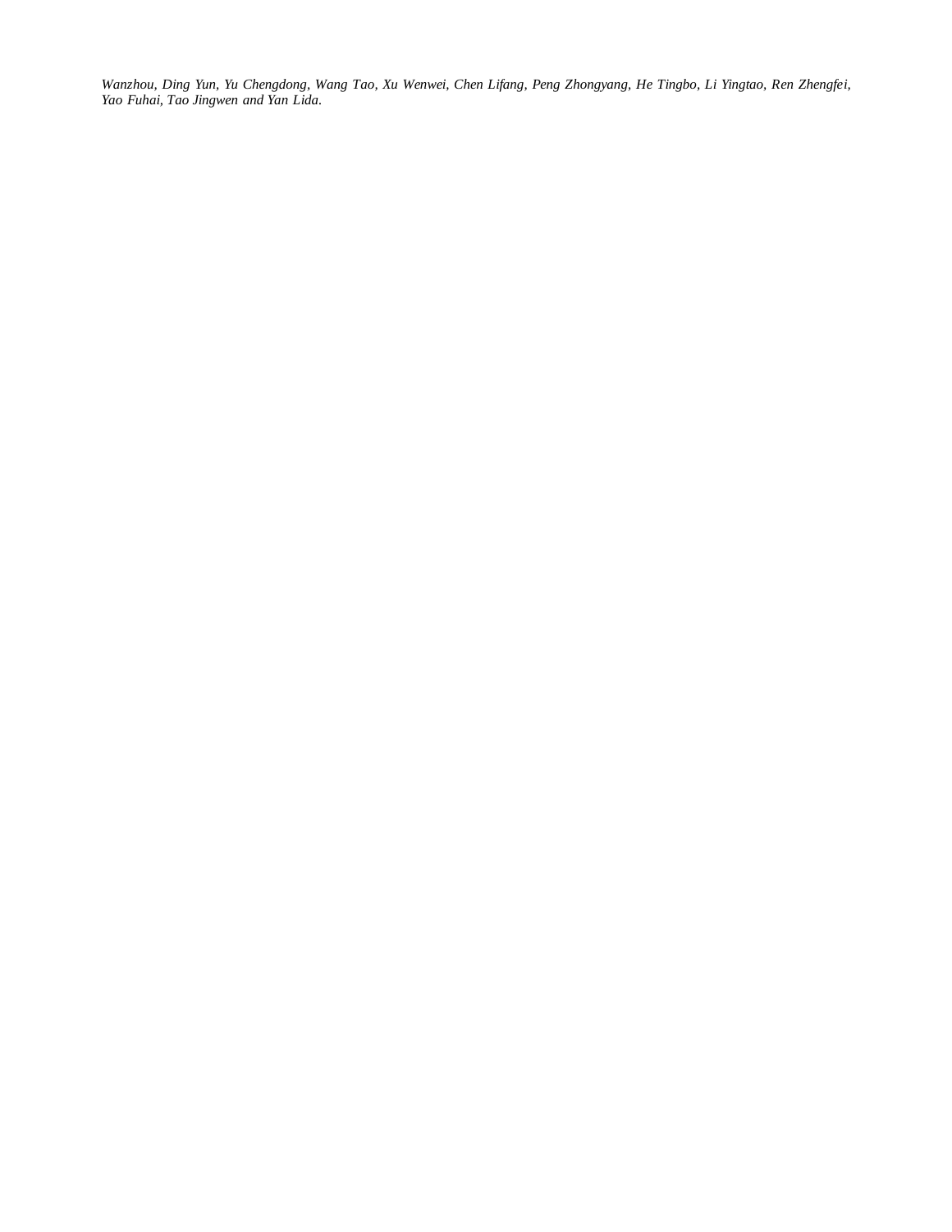*Wanzhou, Ding Yun, Yu Chengdong, Wang Tao, Xu Wenwei, Chen Lifang, Peng Zhongyang, He Tingbo, Li Yingtao, Ren Zhengfei, Yao Fuhai, Tao Jingwen and Yan Lida.*